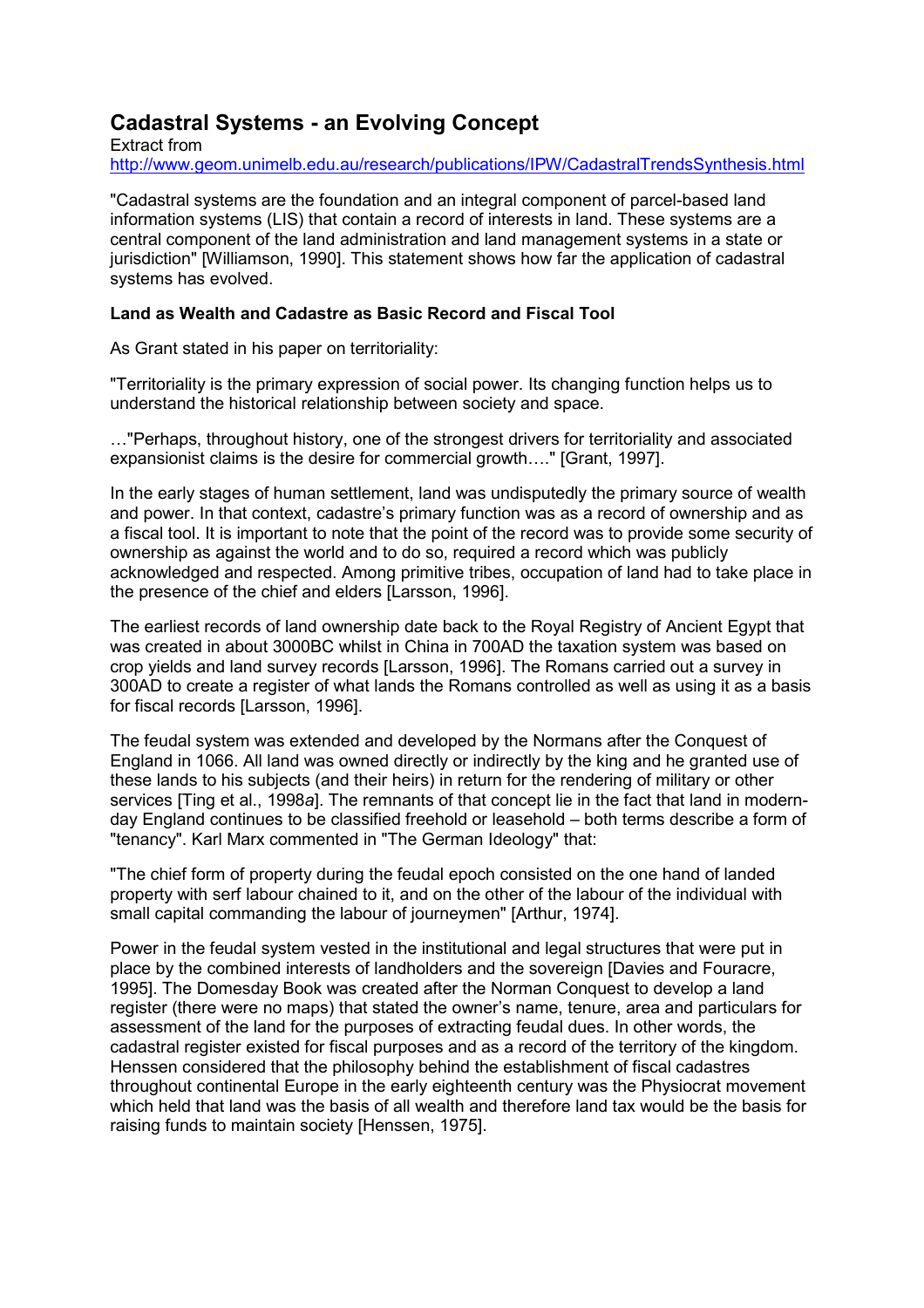# Cadastral Systems - an Evolving Concept

Extract from
http://www.geom.unimelb.edu.au/research/publications/IPW/CadastralTrendsSynthesis.html

"Cadastral systems are the foundation and an integral component of parcel-based land information systems (LIS) that contain a record of interests in land. These systems are a central component of the land administration and land management systems in a state or jurisdiction" [Williamson, 1990]. This statement shows how far the application of cadastral systems has evolved.

**Land as Wealth and Cadastre as Basic Record and Fiscal Tool**

As Grant stated in his paper on territoriality:

"Territoriality is the primary expression of social power. Its changing function helps us to understand the historical relationship between society and space.

…"Perhaps, throughout history, one of the strongest drivers for territoriality and associated expansionist claims is the desire for commercial growth…." [Grant, 1997].

In the early stages of human settlement, land was undisputedly the primary source of wealth and power. In that context, cadastre's primary function was as a record of ownership and as a fiscal tool. It is important to note that the point of the record was to provide some security of ownership as against the world and to do so, required a record which was publicly acknowledged and respected. Among primitive tribes, occupation of land had to take place in the presence of the chief and elders [Larsson, 1996].

The earliest records of land ownership date back to the Royal Registry of Ancient Egypt that was created in about 3000BC whilst in China in 700AD the taxation system was based on crop yields and land survey records [Larsson, 1996]. The Romans carried out a survey in 300AD to create a register of what lands the Romans controlled as well as using it as a basis for fiscal records [Larsson, 1996].

The feudal system was extended and developed by the Normans after the Conquest of England in 1066. All land was owned directly or indirectly by the king and he granted use of these lands to his subjects (and their heirs) in return for the rendering of military or other services [Ting et al., 1998*a*]. The remnants of that concept lie in the fact that land in modern-day England continues to be classified freehold or leasehold – both terms describe a form of "tenancy". Karl Marx commented in "The German Ideology" that:

"The chief form of property during the feudal epoch consisted on the one hand of landed property with serf labour chained to it, and on the other of the labour of the individual with small capital commanding the labour of journeymen" [Arthur, 1974].

Power in the feudal system vested in the institutional and legal structures that were put in place by the combined interests of landholders and the sovereign [Davies and Fouracre, 1995]. The Domesday Book was created after the Norman Conquest to develop a land register (there were no maps) that stated the owner's name, tenure, area and particulars for assessment of the land for the purposes of extracting feudal dues. In other words, the cadastral register existed for fiscal purposes and as a record of the territory of the kingdom. Henssen considered that the philosophy behind the establishment of fiscal cadastres throughout continental Europe in the early eighteenth century was the Physiocrat movement which held that land was the basis of all wealth and therefore land tax would be the basis for raising funds to maintain society [Henssen, 1975].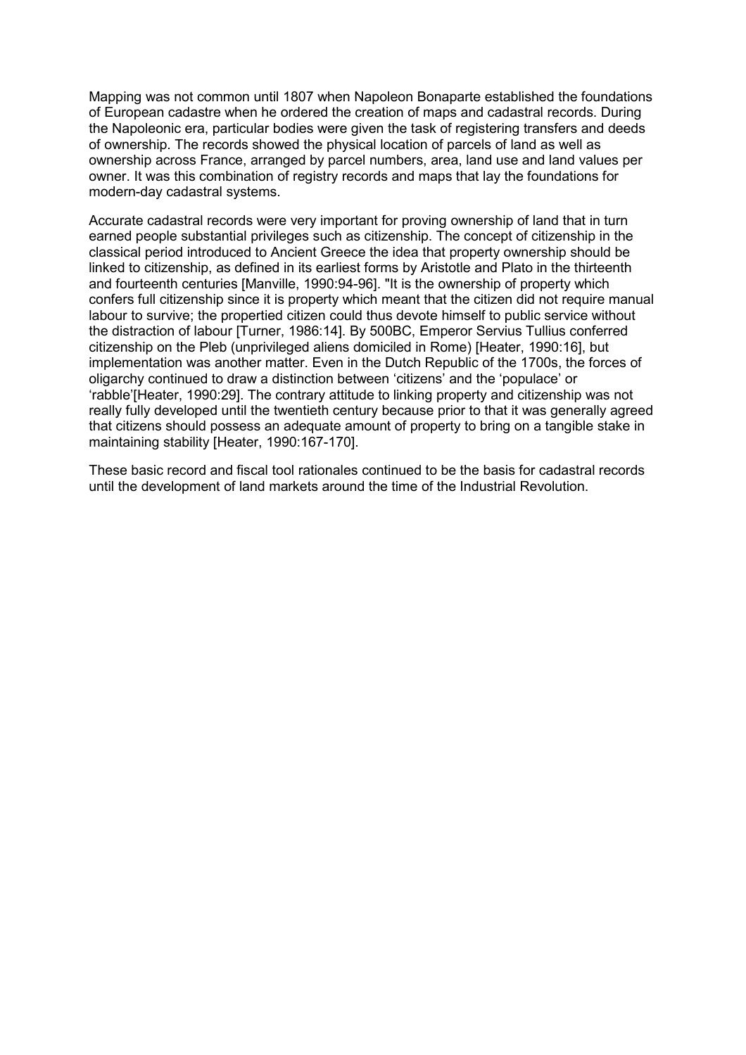Mapping was not common until 1807 when Napoleon Bonaparte established the foundations of European cadastre when he ordered the creation of maps and cadastral records. During the Napoleonic era, particular bodies were given the task of registering transfers and deeds of ownership. The records showed the physical location of parcels of land as well as ownership across France, arranged by parcel numbers, area, land use and land values per owner. It was this combination of registry records and maps that lay the foundations for modern-day cadastral systems.

Accurate cadastral records were very important for proving ownership of land that in turn earned people substantial privileges such as citizenship. The concept of citizenship in the classical period introduced to Ancient Greece the idea that property ownership should be linked to citizenship, as defined in its earliest forms by Aristotle and Plato in the thirteenth and fourteenth centuries [Manville, 1990:94-96]. "It is the ownership of property which confers full citizenship since it is property which meant that the citizen did not require manual labour to survive; the propertied citizen could thus devote himself to public service without the distraction of labour [Turner, 1986:14]. By 500BC, Emperor Servius Tullius conferred citizenship on the Pleb (unprivileged aliens domiciled in Rome) [Heater, 1990:16], but implementation was another matter. Even in the Dutch Republic of the 1700s, the forces of oligarchy continued to draw a distinction between 'citizens' and the 'populace' or 'rabble'[Heater, 1990:29]. The contrary attitude to linking property and citizenship was not really fully developed until the twentieth century because prior to that it was generally agreed that citizens should possess an adequate amount of property to bring on a tangible stake in maintaining stability [Heater, 1990:167-170].

These basic record and fiscal tool rationales continued to be the basis for cadastral records until the development of land markets around the time of the Industrial Revolution.